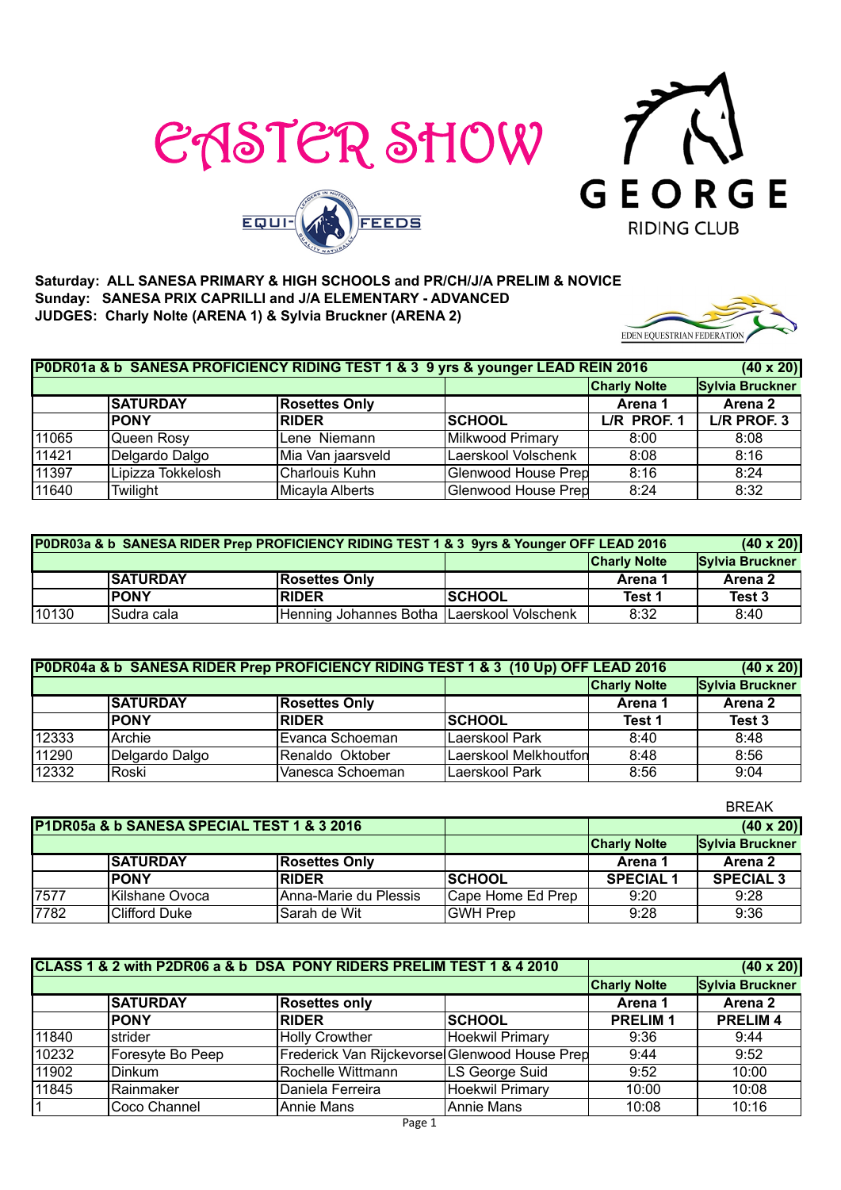# EASTER SHOW

EQUI-FEEDS

GEORGE RIDING CLUB

**Saturday: ALL SANESA PRIMARY & HIGH SCHOOLS and PR/CH/J/A PRELIM & NOVICE**
**Sunday: SANESA PRIX CAPRILLI and J/A ELEMENTARY - ADVANCED**
**JUDGES: Charly Nolte (ARENA 1) & Sylvia Bruckner (ARENA 2)**

EDEN EQUESTRIAN FEDERATION

| P0DR01a & b SANESA PROFICIENCY RIDING TEST 1 & 3 9 yrs & younger LEAD REIN 2016 | | | | | (40 x 20) |
|---|---|---|---|---|---|
| | | | | **Charly Nolte** | **Sylvia Bruckner** |
| | **SATURDAY** | **Rosettes Only** | | **Arena 1** | **Arena 2** |
| | **PONY** | **RIDER** | **SCHOOL** | **L/R PROF. 1** | **L/R PROF. 3** |
| 11065 | Queen Rosy | Lene Niemann | Milkwood Primary | 8:00 | 8:08 |
| 11421 | Delgardo Dalgo | Mia Van jaarsveld | Laerskool Volschenk | 8:08 | 8:16 |
| 11397 | Lipizza Tokkelosh | Charlouis Kuhn | Glenwood House Prep | 8:16 | 8:24 |
| 11640 | Twilight | Micayla Alberts | Glenwood House Prep | 8:24 | 8:32 |

| P0DR03a & b SANESA RIDER Prep PROFICIENCY RIDING TEST 1 & 3 9yrs & Younger OFF LEAD 2016 | | | | | (40 x 20) |
|---|---|---|---|---|---|
| | | | | **Charly Nolte** | **Sylvia Bruckner** |
| | **SATURDAY** | **Rosettes Only** | | **Arena 1** | **Arena 2** |
| | **PONY** | **RIDER** | **SCHOOL** | **Test 1** | **Test 3** |
| 10130 | Sudra cala | Henning Johannes Botha | Laerskool Volschenk | 8:32 | 8:40 |

| P0DR04a & b SANESA RIDER Prep PROFICIENCY RIDING TEST 1 & 3 (10 Up) OFF LEAD 2016 | | | | | (40 x 20) |
|---|---|---|---|---|---|
| | | | | **Charly Nolte** | **Sylvia Bruckner** |
| | **SATURDAY** | **Rosettes Only** | | **Arena 1** | **Arena 2** |
| | **PONY** | **RIDER** | **SCHOOL** | **Test 1** | **Test 3** |
| 12333 | Archie | Evanca Schoeman | Laerskool Park | 8:40 | 8:48 |
| 11290 | Delgardo Dalgo | Renaldo Oktober | Laerskool Melkhoutfon | 8:48 | 8:56 |
| 12332 | Roski | Vanesca Schoeman | Laerskool Park | 8:56 | 9:04 |

BREAK

| P1DR05a & b SANESA SPECIAL TEST 1 & 3 2016 | | | | | (40 x 20) |
|---|---|---|---|---|---|
| | | | | **Charly Nolte** | **Sylvia Bruckner** |
| | **SATURDAY** | **Rosettes Only** | | **Arena 1** | **Arena 2** |
| | **PONY** | **RIDER** | **SCHOOL** | **SPECIAL 1** | **SPECIAL 3** |
| 7577 | Kilshane Ovoca | Anna-Marie du Plessis | Cape Home Ed Prep | 9:20 | 9:28 |
| 7782 | Clifford Duke | Sarah de Wit | GWH Prep | 9:28 | 9:36 |

| CLASS 1 & 2 with P2DR06 a & b DSA PONY RIDERS PRELIM TEST 1 & 4 2010 | | | | | (40 x 20) |
|---|---|---|---|---|---|
| | | | | **Charly Nolte** | **Sylvia Bruckner** |
| | **SATURDAY** | **Rosettes only** | | **Arena 1** | **Arena 2** |
| | **PONY** | **RIDER** | **SCHOOL** | **PRELIM 1** | **PRELIM 4** |
| 11840 | strider | Holly Crowther | Hoekwil Primary | 9:36 | 9:44 |
| 10232 | Foresyte Bo Peep | Frederick Van Rijckevorse | Glenwood House Prep | 9:44 | 9:52 |
| 11902 | Dinkum | Rochelle Wittmann | LS George Suid | 9:52 | 10:00 |
| 11845 | Rainmaker | Daniela Ferreira | Hoekwil Primary | 10:00 | 10:08 |
| 1 | Coco Channel | Annie Mans | Annie Mans | 10:08 | 10:16 |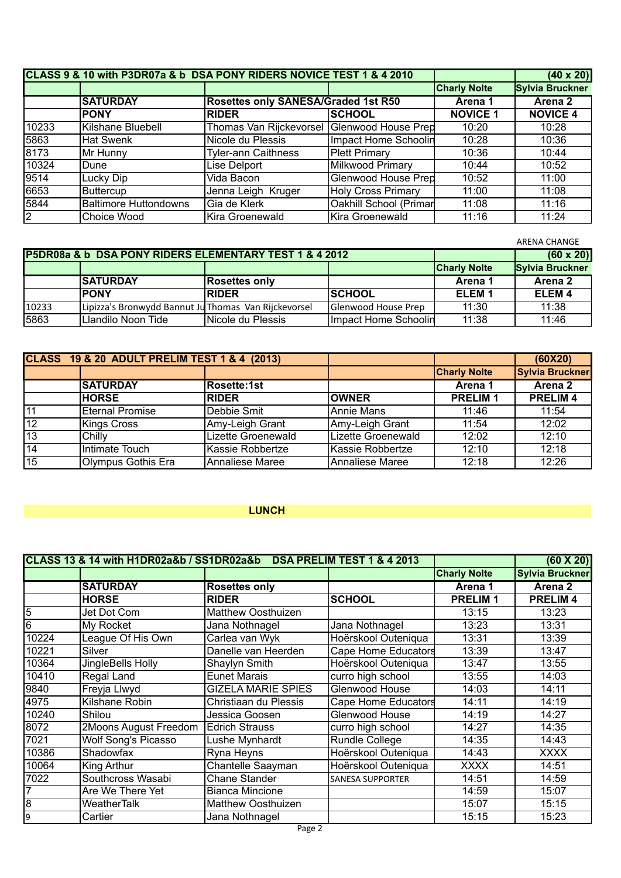| CLASS 9 & 10 with P3DR07a & b DSA PONY RIDERS NOVICE TEST 1 & 4 2010 | | | | | (40 x 20) |
|---|---|---|---|---|---|
| | | | | Charly Nolte | Sylvia Bruckner |
| | SATURDAY | Rosettes only SANESA/Graded 1st R50 | | Arena 1 | Arena 2 |
| | PONY | RIDER | SCHOOL | NOVICE 1 | NOVICE 4 |
| 10233 | Kilshane Bluebell | Thomas Van Rijckevorsel | Glenwood House Prep | 10:20 | 10:28 |
| 5863 | Hat Swenk | Nicole du Plessis | Impact Home Schoolin | 10:28 | 10:36 |
| 8173 | Mr Hunny | Tyler-ann Caithness | Plett Primary | 10:36 | 10:44 |
| 10324 | Dune | Lise Delport | Milkwood Primary | 10:44 | 10:52 |
| 9514 | Lucky Dip | Vida Bacon | Glenwood House Prep | 10:52 | 11:00 |
| 6653 | Buttercup | Jenna Leigh Kruger | Holy Cross Primary | 11:00 | 11:08 |
| 5844 | Baltimore Huttondowns | Gia de Klerk | Oakhill School (Primar | 11:08 | 11:16 |
| 2 | Choice Wood | Kira Groenewald | Kira Groenewald | 11:16 | 11:24 |

ARENA CHANGE

| P5DR08a & b DSA PONY RIDERS ELEMENTARY TEST 1 & 4 2012 | | | | | (60 x 20) |
|---|---|---|---|---|---|
| | | | | Charly Nolte | Sylvia Bruckner |
| | SATURDAY | Rosettes only | | Arena 1 | Arena 2 |
| | PONY | RIDER | SCHOOL | ELEM 1 | ELEM 4 |
| 10233 | Lipizza's Bronwydd Bannut Ju | Thomas Van Rijckevorsel | Glenwood House Prep | 11:30 | 11:38 |
| 5863 | Llandilo Noon Tide | Nicole du Plessis | Impact Home Schoolin | 11:38 | 11:46 |

| CLASS 19 & 20 ADULT PRELIM TEST 1 & 4 (2013) | | | | | (60X20) |
|---|---|---|---|---|---|
| | | | | Charly Nolte | Sylvia Bruckner |
| | SATURDAY | Rosette:1st | | Arena 1 | Arena 2 |
| | HORSE | RIDER | OWNER | PRELIM 1 | PRELIM 4 |
| 11 | Eternal Promise | Debbie Smit | Annie Mans | 11:46 | 11:54 |
| 12 | Kings Cross | Amy-Leigh Grant | Amy-Leigh Grant | 11:54 | 12:02 |
| 13 | Chilly | Lizette Groenewald | Lizette Groenewald | 12:02 | 12:10 |
| 14 | Intimate Touch | Kassie Robbertze | Kassie Robbertze | 12:10 | 12:18 |
| 15 | Olympus Gothis Era | Annaliese Maree | Annaliese Maree | 12:18 | 12:26 |

**LUNCH**

| CLASS 13 & 14 with H1DR02a&b / SS1DR02a&b DSA PRELIM TEST 1 & 4 2013 | | | | | (60 X 20) |
|---|---|---|---|---|---|
| | | | | Charly Nolte | Sylvia Bruckner |
| | SATURDAY | Rosettes only | | Arena 1 | Arena 2 |
| | HORSE | RIDER | SCHOOL | PRELIM 1 | PRELIM 4 |
| 5 | Jet Dot Com | Matthew Oosthuizen | | 13:15 | 13:23 |
| 6 | My Rocket | Jana Nothnagel | Jana Nothnagel | 13:23 | 13:31 |
| 10224 | League Of His Own | Carlea van Wyk | Hoërskool Outeniqua | 13:31 | 13:39 |
| 10221 | Silver | Danelle van Heerden | Cape Home Educators | 13:39 | 13:47 |
| 10364 | JingleBells Holly | Shaylyn Smith | Hoërskool Outeniqua | 13:47 | 13:55 |
| 10410 | Regal Land | Eunet Marais | curro high school | 13:55 | 14:03 |
| 9840 | Freyja Llwyd | GIZELA MARIE SPIES | Glenwood House | 14:03 | 14:11 |
| 4975 | Kilshane Robin | Christiaan du Plessis | Cape Home Educators | 14:11 | 14:19 |
| 10240 | Shilou | Jessica Goosen | Glenwood House | 14:19 | 14:27 |
| 8072 | 2Moons August Freedom | Edrich Strauss | curro high school | 14:27 | 14:35 |
| 7021 | Wolf Song's Picasso | Lushe Mynhardt | Rundle College | 14:35 | 14:43 |
| 10386 | Shadowfax | Ryna Heyns | Hoërskool Outeniqua | 14:43 | XXXX |
| 10064 | King Arthur | Chantelle Saayman | Hoërskool Outeniqua | XXXX | 14:51 |
| 7022 | Southcross Wasabi | Chane Stander | SANESA SUPPORTER | 14:51 | 14:59 |
| 7 | Are We There Yet | Bianca Mincione | | 14:59 | 15:07 |
| 8 | WeatherTalk | Matthew Oosthuizen | | 15:07 | 15:15 |
| 9 | Cartier | Jana Nothnagel | | 15:15 | 15:23 |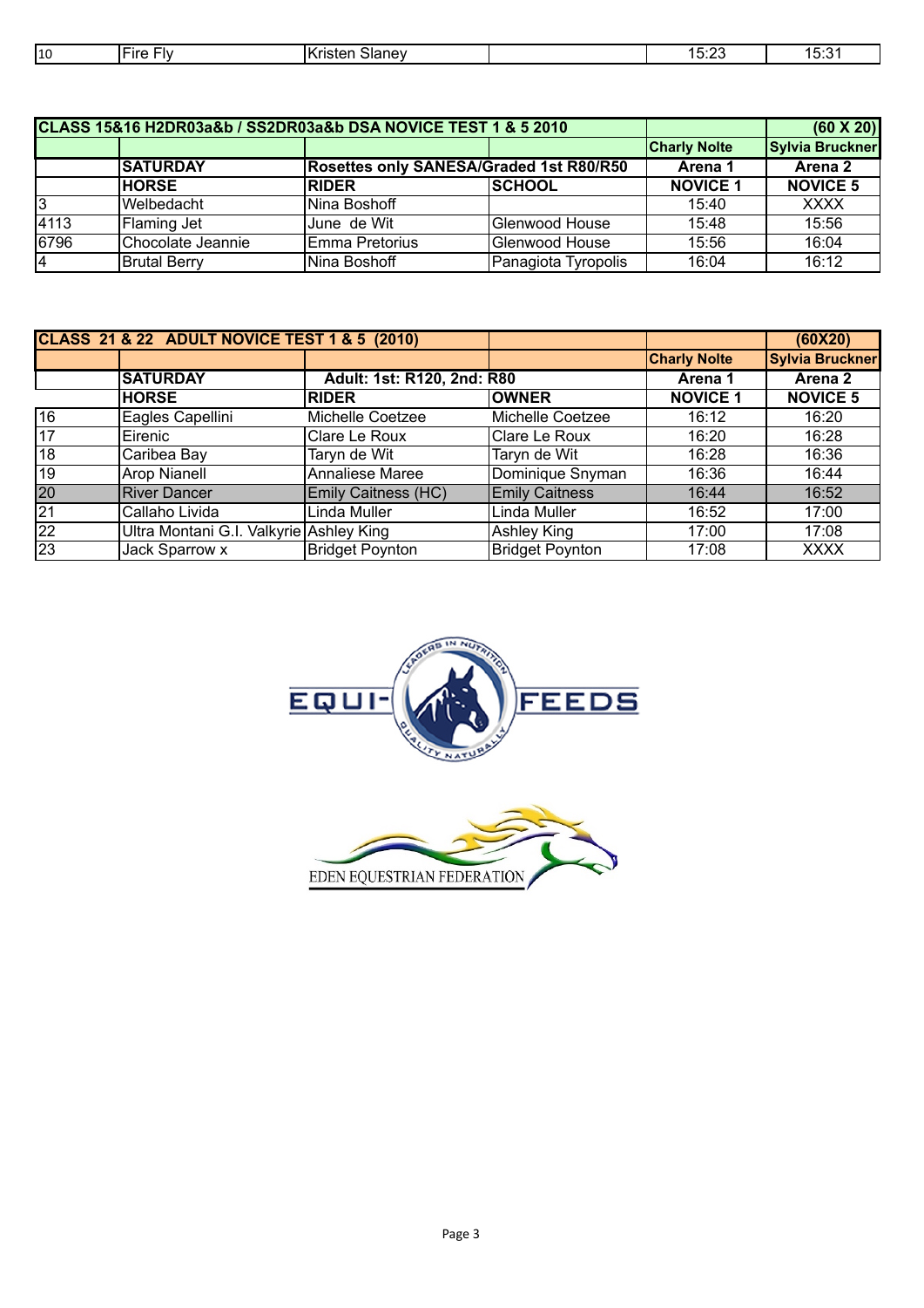| 10 | Fire Fly | Kristen Slaney | | 15:23 | 15:31 |
|---|---|---|---|---|---|

| CLASS 15&16 H2DR03a&b / SS2DR03a&b DSA NOVICE TEST 1 & 5 2010 | | | | | (60 X 20) |
|---|---|---|---|---|---|
| | | | | Charly Nolte | Sylvia Bruckner |
| | SATURDAY | Rosettes only SANESA/Graded 1st R80/R50 | | Arena 1 | Arena 2 |
| | HORSE | RIDER | SCHOOL | NOVICE 1 | NOVICE 5 |
| 3 | Welbedacht | Nina Boshoff | | 15:40 | XXXX |
| 4113 | Flaming Jet | June de Wit | Glenwood House | 15:48 | 15:56 |
| 6796 | Chocolate Jeannie | Emma Pretorius | Glenwood House | 15:56 | 16:04 |
| 4 | Brutal Berry | Nina Boshoff | Panagiota Tyropolis | 16:04 | 16:12 |

| CLASS 21 & 22 ADULT NOVICE TEST 1 & 5 (2010) | | | | | (60X20) |
|---|---|---|---|---|---|
| | | | | Charly Nolte | Sylvia Bruckner |
| | SATURDAY | Adult: 1st: R120, 2nd: R80 | | Arena 1 | Arena 2 |
| | HORSE | RIDER | OWNER | NOVICE 1 | NOVICE 5 |
| 16 | Eagles Capellini | Michelle Coetzee | Michelle Coetzee | 16:12 | 16:20 |
| 17 | Eirenic | Clare Le Roux | Clare Le Roux | 16:20 | 16:28 |
| 18 | Caribea Bay | Taryn de Wit | Taryn de Wit | 16:28 | 16:36 |
| 19 | Arop Nianell | Annaliese Maree | Dominique Snyman | 16:36 | 16:44 |
| 20 | River Dancer | Emily Caitness (HC) | Emily Caitness | 16:44 | 16:52 |
| 21 | Callaho Livida | Linda Muller | Linda Muller | 16:52 | 17:00 |
| 22 | Ultra Montani G.I. Valkyrie | Ashley King | Ashley King | 17:00 | 17:08 |
| 23 | Jack Sparrow x | Bridget Poynton | Bridget Poynton | 17:08 | XXXX |

EQUI-FEEDS
LEADERS IN NUTRITION
QUALITY NATURALLY

EDEN EQUESTRIAN FEDERATION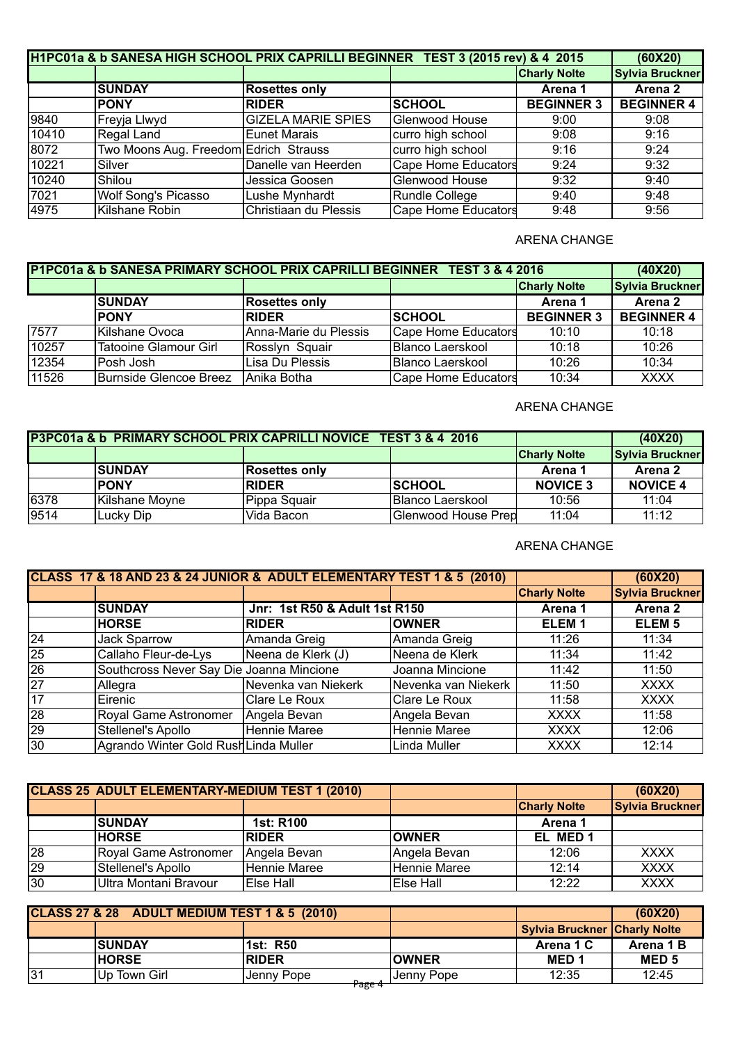| H1PC01a & b SANESA HIGH SCHOOL PRIX CAPRILLI BEGINNER TEST 3 (2015 rev) & 4 2015 | | | | | (60X20) |
|---|---|---|---|---|---|
| | | | | Charly Nolte | Sylvia Bruckner |
| | SUNDAY | Rosettes only | | Arena 1 | Arena 2 |
| | PONY | RIDER | SCHOOL | BEGINNER 3 | BEGINNER 4 |
| 9840 | Freyja Llwyd | GIZELA MARIE SPIES | Glenwood House | 9:00 | 9:08 |
| 10410 | Regal Land | Eunet Marais | curro high school | 9:08 | 9:16 |
| 8072 | Two Moons Aug. Freedom | Edrich Strauss | curro high school | 9:16 | 9:24 |
| 10221 | Silver | Danelle van Heerden | Cape Home Educators | 9:24 | 9:32 |
| 10240 | Shilou | Jessica Goosen | Glenwood House | 9:32 | 9:40 |
| 7021 | Wolf Song's Picasso | Lushe Mynhardt | Rundle College | 9:40 | 9:48 |
| 4975 | Kilshane Robin | Christiaan du Plessis | Cape Home Educators | 9:48 | 9:56 |

ARENA CHANGE

| P1PC01a & b SANESA PRIMARY SCHOOL PRIX CAPRILLI BEGINNER TEST 3 & 4 2016 | | | | | (40X20) |
|---|---|---|---|---|---|
| | | | | Charly Nolte | Sylvia Bruckner |
| | SUNDAY | Rosettes only | | Arena 1 | Arena 2 |
| | PONY | RIDER | SCHOOL | BEGINNER 3 | BEGINNER 4 |
| 7577 | Kilshane Ovoca | Anna-Marie du Plessis | Cape Home Educators | 10:10 | 10:18 |
| 10257 | Tatooine Glamour Girl | Rosslyn Squair | Blanco Laerskool | 10:18 | 10:26 |
| 12354 | Posh Josh | Lisa Du Plessis | Blanco Laerskool | 10:26 | 10:34 |
| 11526 | Burnside Glencoe Breez | Anika Botha | Cape Home Educators | 10:34 | XXXX |

ARENA CHANGE

| P3PC01a & b PRIMARY SCHOOL PRIX CAPRILLI NOVICE TEST 3 & 4 2016 | | | | | (40X20) |
|---|---|---|---|---|---|
| | | | | Charly Nolte | Sylvia Bruckner |
| | SUNDAY | Rosettes only | | Arena 1 | Arena 2 |
| | PONY | RIDER | SCHOOL | NOVICE 3 | NOVICE 4 |
| 6378 | Kilshane Moyne | Pippa Squair | Blanco Laerskool | 10:56 | 11:04 |
| 9514 | Lucky Dip | Vida Bacon | Glenwood House Prep | 11:04 | 11:12 |

ARENA CHANGE

| CLASS 17 & 18 AND 23 & 24 JUNIOR & ADULT ELEMENTARY TEST 1 & 5 (2010) | | | | | (60X20) |
|---|---|---|---|---|---|
| | | | | Charly Nolte | Sylvia Bruckner |
| | SUNDAY | Jnr: 1st R50 & Adult 1st R150 | | Arena 1 | Arena 2 |
| | HORSE | RIDER | OWNER | ELEM 1 | ELEM 5 |
| 24 | Jack Sparrow | Amanda Greig | Amanda Greig | 11:26 | 11:34 |
| 25 | Callaho Fleur-de-Lys | Neena de Klerk (J) | Neena de Klerk | 11:34 | 11:42 |
| 26 | Southcross Never Say Die | Joanna Mincione | Joanna Mincione | 11:42 | 11:50 |
| 27 | Allegra | Nevenka van Niekerk | Nevenka van Niekerk | 11:50 | XXXX |
| 17 | Eirenic | Clare Le Roux | Clare Le Roux | 11:58 | XXXX |
| 28 | Royal Game Astronomer | Angela Bevan | Angela Bevan | XXXX | 11:58 |
| 29 | Stellenel's Apollo | Hennie Maree | Hennie Maree | XXXX | 12:06 |
| 30 | Agrando Winter Gold Rush | Linda Muller | Linda Muller | XXXX | 12:14 |

| CLASS 25 ADULT ELEMENTARY-MEDIUM TEST 1 (2010) | | | | | (60X20) |
|---|---|---|---|---|---|
| | | | | Charly Nolte | Sylvia Bruckner |
| | SUNDAY | 1st: R100 | | Arena 1 | |
| | HORSE | RIDER | OWNER | EL MED 1 | |
| 28 | Royal Game Astronomer | Angela Bevan | Angela Bevan | 12:06 | XXXX |
| 29 | Stellenel's Apollo | Hennie Maree | Hennie Maree | 12:14 | XXXX |
| 30 | Ultra Montani Bravour | Else Hall | Else Hall | 12:22 | XXXX |

| CLASS 27 & 28 ADULT MEDIUM TEST 1 & 5 (2010) | | | | | (60X20) |
|---|---|---|---|---|---|
| | | | | Sylvia Bruckner | Charly Nolte |
| | SUNDAY | 1st: R50 | | Arena 1 C | Arena 1 B |
| | HORSE | RIDER | OWNER | MED 1 | MED 5 |
| 31 | Up Town Girl | Jenny Pope | Jenny Pope | 12:35 | 12:45 |